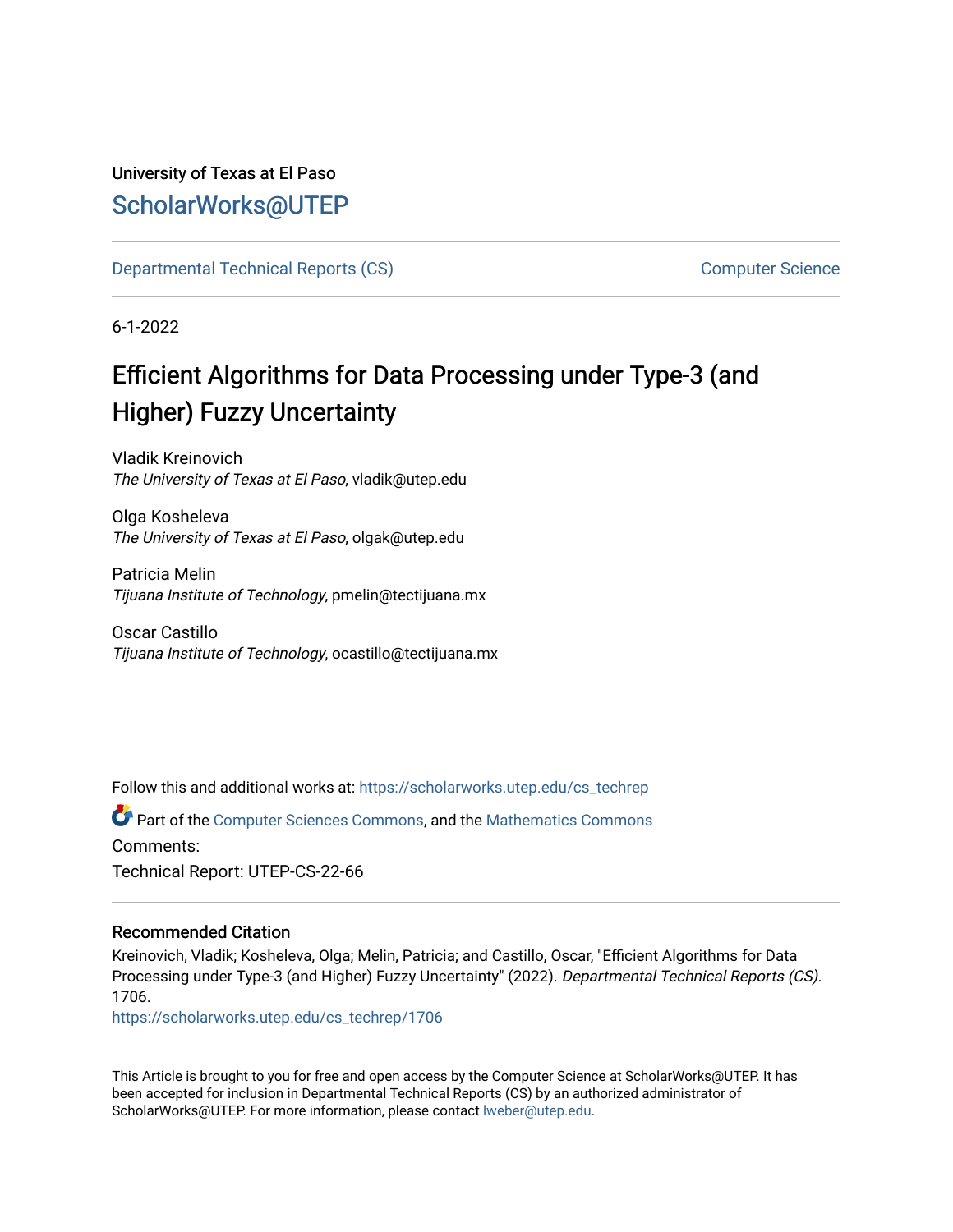University of Texas at El Paso

## ScholarWorks@UTEP

Departmental Technical Reports (CS) | Computer Science

6-1-2022

# Efficient Algorithms for Data Processing under Type-3 (and Higher) Fuzzy Uncertainty

Vladik Kreinovich
*The University of Texas at El Paso*, vladik@utep.edu

Olga Kosheleva
*The University of Texas at El Paso*, olgak@utep.edu

Patricia Melin
*Tijuana Institute of Technology*, pmelin@tectijuana.mx

Oscar Castillo
*Tijuana Institute of Technology*, ocastillo@tectijuana.mx

Follow this and additional works at: https://scholarworks.utep.edu/cs_techrep

Part of the Computer Sciences Commons, and the Mathematics Commons

Comments:

Technical Report: UTEP-CS-22-66

### Recommended Citation

Kreinovich, Vladik; Kosheleva, Olga; Melin, Patricia; and Castillo, Oscar, "Efficient Algorithms for Data Processing under Type-3 (and Higher) Fuzzy Uncertainty" (2022). *Departmental Technical Reports (CS)*. 1706.
https://scholarworks.utep.edu/cs_techrep/1706

This Article is brought to you for free and open access by the Computer Science at ScholarWorks@UTEP. It has been accepted for inclusion in Departmental Technical Reports (CS) by an authorized administrator of ScholarWorks@UTEP. For more information, please contact lweber@utep.edu.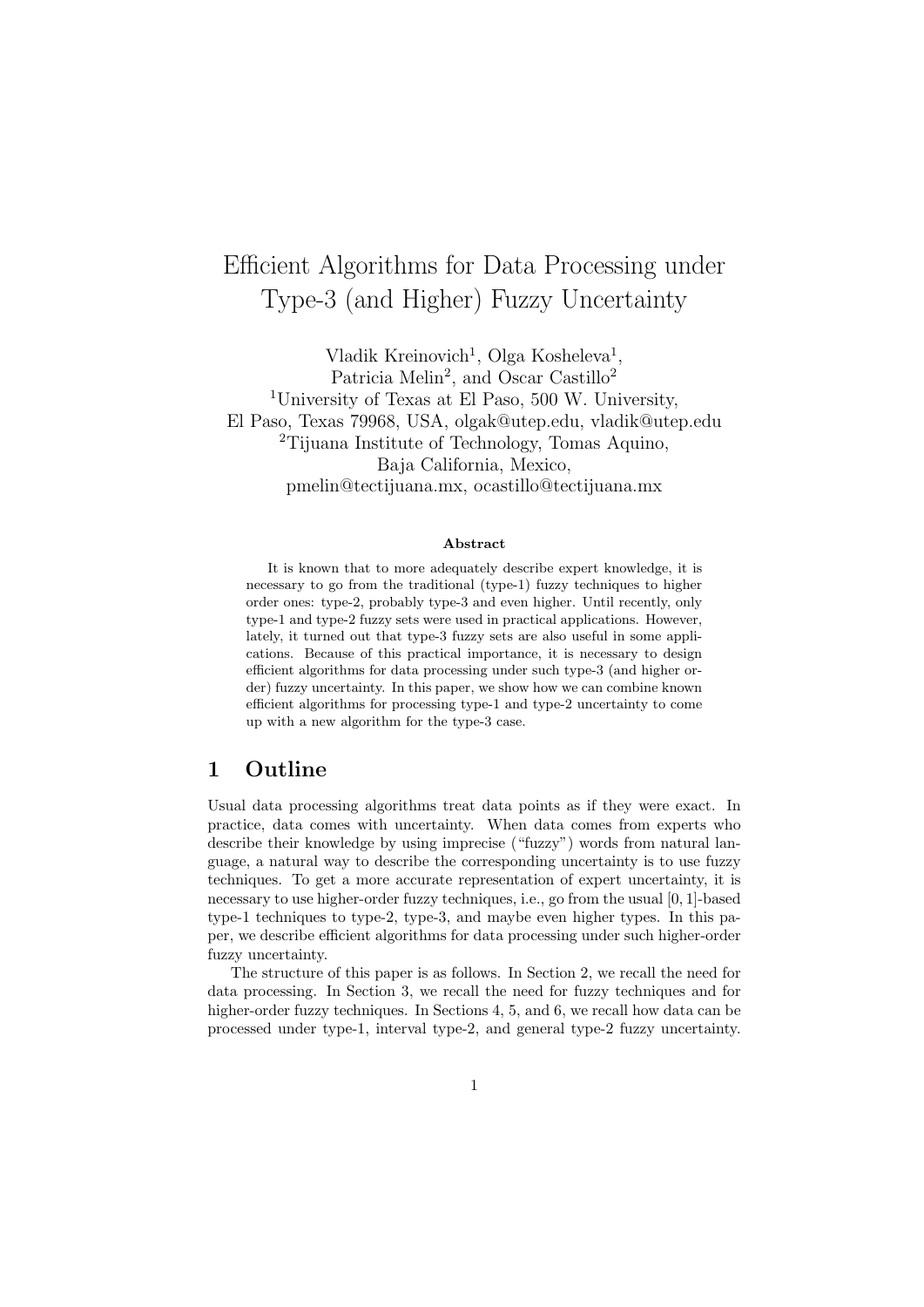# Efficient Algorithms for Data Processing under Type-3 (and Higher) Fuzzy Uncertainty

Vladik Kreinovich[1], Olga Kosheleva[1], Patricia Melin[2], and Oscar Castillo[2]

[1]University of Texas at El Paso, 500 W. University, El Paso, Texas 79968, USA, olgak@utep.edu, vladik@utep.edu

[2]Tijuana Institute of Technology, Tomas Aquino, Baja California, Mexico, pmelin@tectijuana.mx, ocastillo@tectijuana.mx

**Abstract**

It is known that to more adequately describe expert knowledge, it is necessary to go from the traditional (type-1) fuzzy techniques to higher order ones: type-2, probably type-3 and even higher. Until recently, only type-1 and type-2 fuzzy sets were used in practical applications. However, lately, it turned out that type-3 fuzzy sets are also useful in some applications. Because of this practical importance, it is necessary to design efficient algorithms for data processing under such type-3 (and higher order) fuzzy uncertainty. In this paper, we show how we can combine known efficient algorithms for processing type-1 and type-2 uncertainty to come up with a new algorithm for the type-3 case.

## 1 Outline

Usual data processing algorithms treat data points as if they were exact. In practice, data comes with uncertainty. When data comes from experts who describe their knowledge by using imprecise ("fuzzy") words from natural language, a natural way to describe the corresponding uncertainty is to use fuzzy techniques. To get a more accurate representation of expert uncertainty, it is necessary to use higher-order fuzzy techniques, i.e., go from the usual $[0, 1]$-based type-1 techniques to type-2, type-3, and maybe even higher types. In this paper, we describe efficient algorithms for data processing under such higher-order fuzzy uncertainty.

The structure of this paper is as follows. In Section 2, we recall the need for data processing. In Section 3, we recall the need for fuzzy techniques and for higher-order fuzzy techniques. In Sections 4, 5, and 6, we recall how data can be processed under type-1, interval type-2, and general type-2 fuzzy uncertainty.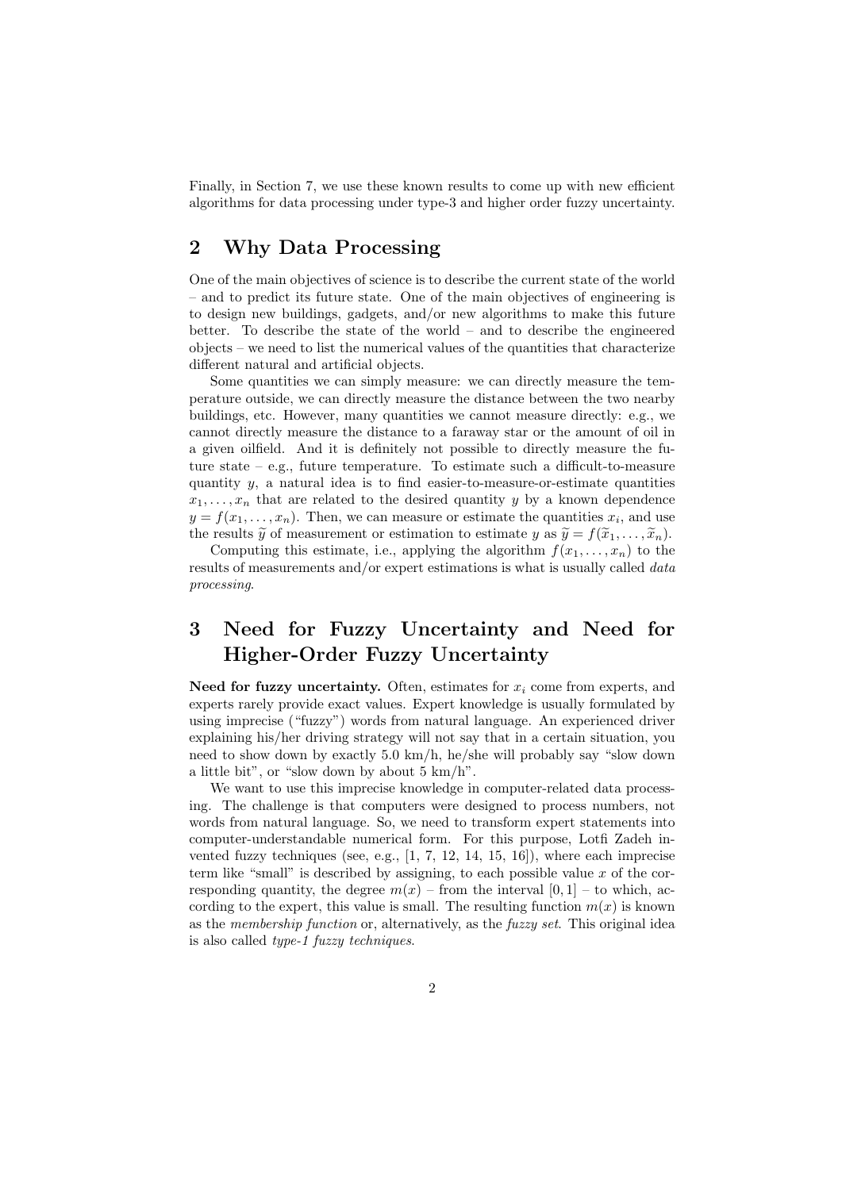Finally, in Section 7, we use these known results to come up with new efficient algorithms for data processing under type-3 and higher order fuzzy uncertainty.

## 2 Why Data Processing

One of the main objectives of science is to describe the current state of the world – and to predict its future state. One of the main objectives of engineering is to design new buildings, gadgets, and/or new algorithms to make this future better. To describe the state of the world – and to describe the engineered objects – we need to list the numerical values of the quantities that characterize different natural and artificial objects.

Some quantities we can simply measure: we can directly measure the temperature outside, we can directly measure the distance between the two nearby buildings, etc. However, many quantities we cannot measure directly: e.g., we cannot directly measure the distance to a faraway star or the amount of oil in a given oilfield. And it is definitely not possible to directly measure the future state – e.g., future temperature. To estimate such a difficult-to-measure quantity $y$, a natural idea is to find easier-to-measure-or-estimate quantities $x_1, \ldots, x_n$ that are related to the desired quantity $y$ by a known dependence $y = f(x_1, \ldots, x_n)$. Then, we can measure or estimate the quantities $x_i$, and use the results $\widetilde{y}$ of measurement or estimation to estimate $y$ as $\widetilde{y} = f(\widetilde{x}_1, \ldots, \widetilde{x}_n)$.

Computing this estimate, i.e., applying the algorithm $f(x_1, \ldots, x_n)$ to the results of measurements and/or expert estimations is what is usually called *data processing*.

## 3 Need for Fuzzy Uncertainty and Need for Higher-Order Fuzzy Uncertainty

**Need for fuzzy uncertainty.** Often, estimates for $x_i$ come from experts, and experts rarely provide exact values. Expert knowledge is usually formulated by using imprecise ("fuzzy") words from natural language. An experienced driver explaining his/her driving strategy will not say that in a certain situation, you need to show down by exactly 5.0 km/h, he/she will probably say "slow down a little bit", or "slow down by about 5 km/h".

We want to use this imprecise knowledge in computer-related data processing. The challenge is that computers were designed to process numbers, not words from natural language. So, we need to transform expert statements into computer-understandable numerical form. For this purpose, Lotfi Zadeh invented fuzzy techniques (see, e.g., [1, 7, 12, 14, 15, 16]), where each imprecise term like "small" is described by assigning, to each possible value $x$ of the corresponding quantity, the degree $m(x)$ – from the interval $[0, 1]$ – to which, according to the expert, this value is small. The resulting function $m(x)$ is known as the *membership function* or, alternatively, as the *fuzzy set*. This original idea is also called *type-1 fuzzy techniques*.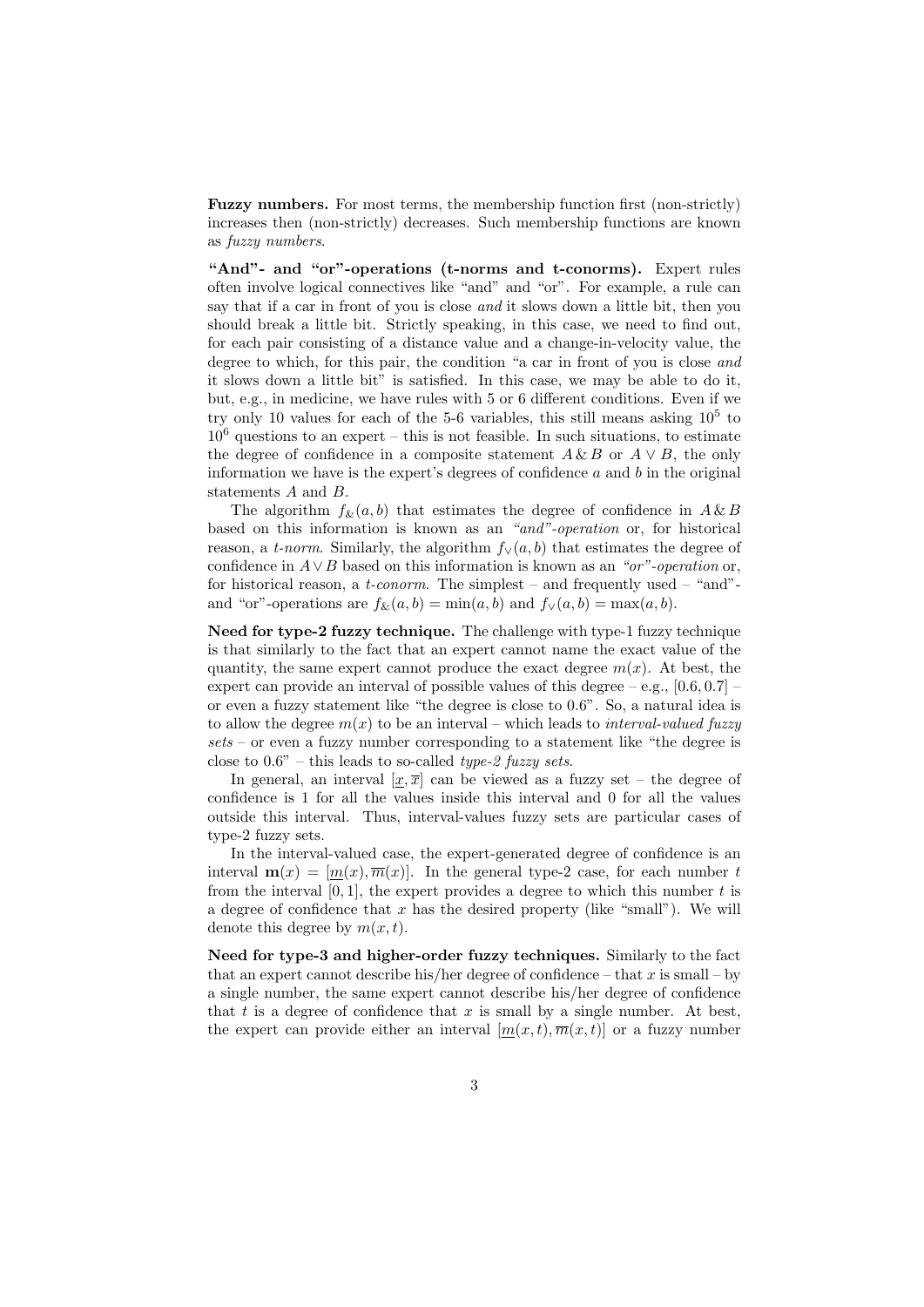**Fuzzy numbers.** For most terms, the membership function first (non-strictly) increases then (non-strictly) decreases. Such membership functions are known as *fuzzy numbers*.

**"And"- and "or"-operations (t-norms and t-conorms).** Expert rules often involve logical connectives like "and" and "or". For example, a rule can say that if a car in front of you is close *and* it slows down a little bit, then you should break a little bit. Strictly speaking, in this case, we need to find out, for each pair consisting of a distance value and a change-in-velocity value, the degree to which, for this pair, the condition "a car in front of you is close *and* it slows down a little bit" is satisfied. In this case, we may be able to do it, but, e.g., in medicine, we have rules with 5 or 6 different conditions. Even if we try only 10 values for each of the 5-6 variables, this still means asking $10^5$ to $10^6$ questions to an expert – this is not feasible. In such situations, to estimate the degree of confidence in a composite statement $A \,\&\, B$ or $A \vee B$, the only information we have is the expert's degrees of confidence $a$ and $b$ in the original statements $A$ and $B$.

The algorithm $f_\&(a, b)$ that estimates the degree of confidence in $A \,\&\, B$ based on this information is known as an *"and"-operation* or, for historical reason, a *t-norm*. Similarly, the algorithm $f_\vee(a, b)$ that estimates the degree of confidence in $A \vee B$ based on this information is known as an *"or"-operation* or, for historical reason, a *t-conorm*. The simplest – and frequently used – "and"- and "or"-operations are $f_\&(a, b) = \min(a, b)$ and $f_\vee(a, b) = \max(a, b)$.

**Need for type-2 fuzzy technique.** The challenge with type-1 fuzzy technique is that similarly to the fact that an expert cannot name the exact value of the quantity, the same expert cannot produce the exact degree $m(x)$. At best, the expert can provide an interval of possible values of this degree – e.g., $[0.6, 0.7]$ – or even a fuzzy statement like "the degree is close to 0.6". So, a natural idea is to allow the degree $m(x)$ to be an interval – which leads to *interval-valued fuzzy sets* – or even a fuzzy number corresponding to a statement like "the degree is close to 0.6" – this leads to so-called *type-2 fuzzy sets*.

In general, an interval $[\underline{x}, \overline{x}]$ can be viewed as a fuzzy set – the degree of confidence is 1 for all the values inside this interval and 0 for all the values outside this interval. Thus, interval-values fuzzy sets are particular cases of type-2 fuzzy sets.

In the interval-valued case, the expert-generated degree of confidence is an interval $\mathbf{m}(x) = [\underline{m}(x), \overline{m}(x)]$. In the general type-2 case, for each number $t$ from the interval $[0, 1]$, the expert provides a degree to which this number $t$ is a degree of confidence that $x$ has the desired property (like "small"). We will denote this degree by $m(x, t)$.

**Need for type-3 and higher-order fuzzy techniques.** Similarly to the fact that an expert cannot describe his/her degree of confidence – that $x$ is small – by a single number, the same expert cannot describe his/her degree of confidence that $t$ is a degree of confidence that $x$ is small by a single number. At best, the expert can provide either an interval $[\underline{m}(x, t), \overline{m}(x, t)]$ or a fuzzy number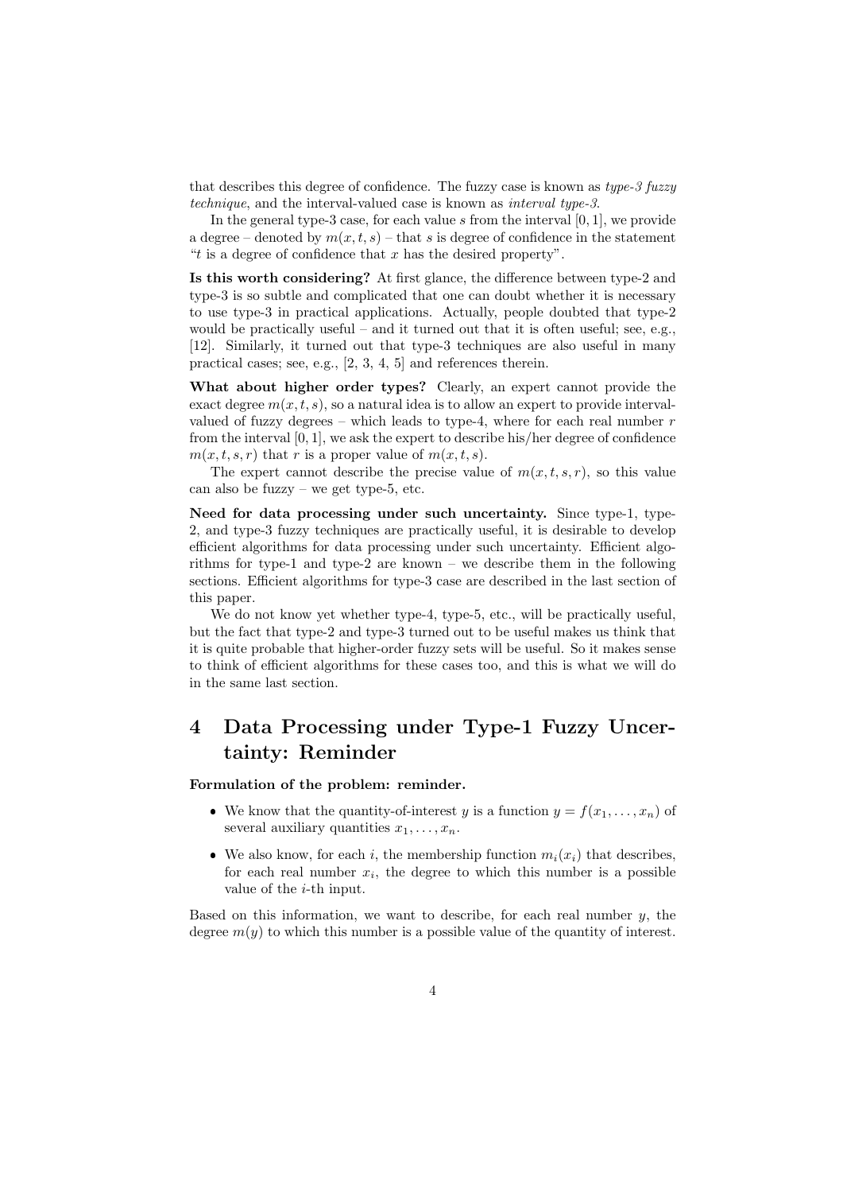that describes this degree of confidence. The fuzzy case is known as *type-3 fuzzy technique*, and the interval-valued case is known as *interval type-3*.

In the general type-3 case, for each value $s$ from the interval $[0, 1]$, we provide a degree – denoted by $m(x, t, s)$ – that $s$ is degree of confidence in the statement "$t$ is a degree of confidence that $x$ has the desired property".

**Is this worth considering?** At first glance, the difference between type-2 and type-3 is so subtle and complicated that one can doubt whether it is necessary to use type-3 in practical applications. Actually, people doubted that type-2 would be practically useful – and it turned out that it is often useful; see, e.g., [12]. Similarly, it turned out that type-3 techniques are also useful in many practical cases; see, e.g., [2, 3, 4, 5] and references therein.

**What about higher order types?** Clearly, an expert cannot provide the exact degree $m(x, t, s)$, so a natural idea is to allow an expert to provide interval-valued of fuzzy degrees – which leads to type-4, where for each real number $r$ from the interval $[0, 1]$, we ask the expert to describe his/her degree of confidence $m(x, t, s, r)$ that $r$ is a proper value of $m(x, t, s)$.

The expert cannot describe the precise value of $m(x, t, s, r)$, so this value can also be fuzzy – we get type-5, etc.

**Need for data processing under such uncertainty.** Since type-1, type-2, and type-3 fuzzy techniques are practically useful, it is desirable to develop efficient algorithms for data processing under such uncertainty. Efficient algorithms for type-1 and type-2 are known – we describe them in the following sections. Efficient algorithms for type-3 case are described in the last section of this paper.

We do not know yet whether type-4, type-5, etc., will be practically useful, but the fact that type-2 and type-3 turned out to be useful makes us think that it is quite probable that higher-order fuzzy sets will be useful. So it makes sense to think of efficient algorithms for these cases too, and this is what we will do in the same last section.

# 4 Data Processing under Type-1 Fuzzy Uncertainty: Reminder

**Formulation of the problem: reminder.**

- We know that the quantity-of-interest $y$ is a function $y = f(x_1, \ldots, x_n)$ of several auxiliary quantities $x_1, \ldots, x_n$.
- We also know, for each $i$, the membership function $m_i(x_i)$ that describes, for each real number $x_i$, the degree to which this number is a possible value of the $i$-th input.

Based on this information, we want to describe, for each real number $y$, the degree $m(y)$ to which this number is a possible value of the quantity of interest.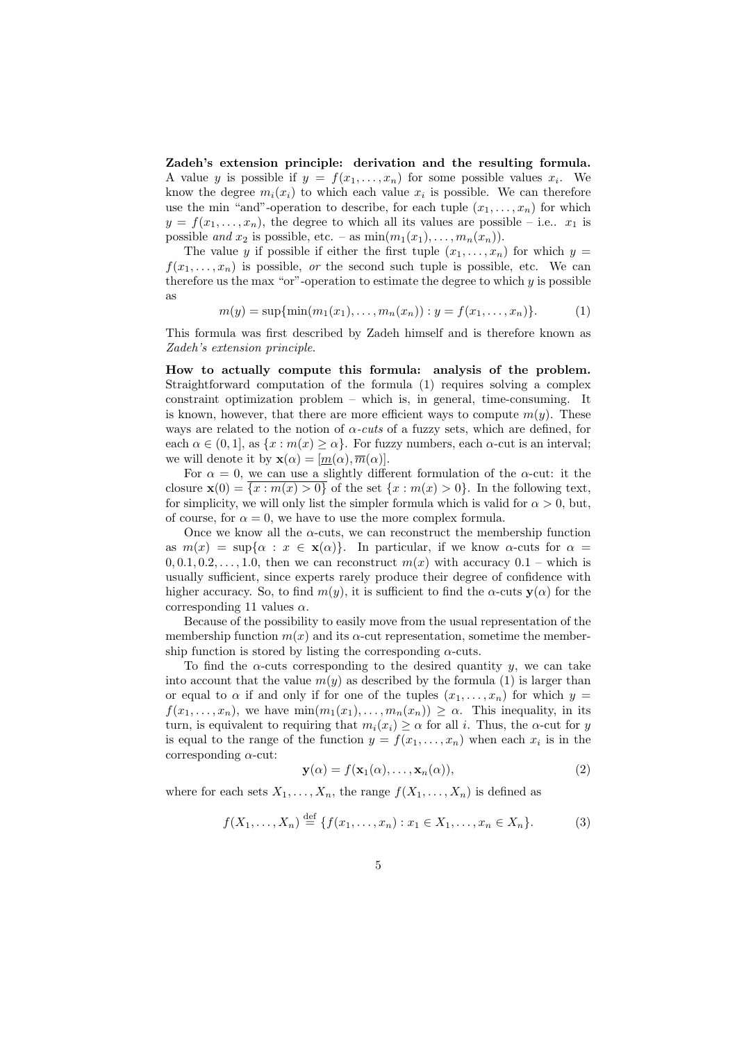**Zadeh's extension principle: derivation and the resulting formula.** A value $y$ is possible if $y = f(x_1, \ldots, x_n)$ for some possible values $x_i$. We know the degree $m_i(x_i)$ to which each value $x_i$ is possible. We can therefore use the min "and"-operation to describe, for each tuple $(x_1, \ldots, x_n)$ for which $y = f(x_1, \ldots, x_n)$, the degree to which all its values are possible – i.e.. $x_1$ is possible *and* $x_2$ is possible, etc. – as $\min(m_1(x_1), \ldots, m_n(x_n))$.

The value $y$ if possible if either the first tuple $(x_1, \ldots, x_n)$ for which $y = f(x_1, \ldots, x_n)$ is possible, *or* the second such tuple is possible, etc. We can therefore us the max "or"-operation to estimate the degree to which $y$ is possible as

$$m(y) = \sup\{\min(m_1(x_1), \ldots, m_n(x_n)) : y = f(x_1, \ldots, x_n)\}. \tag{1}$$

This formula was first described by Zadeh himself and is therefore known as *Zadeh's extension principle*.

**How to actually compute this formula: analysis of the problem.** Straightforward computation of the formula (1) requires solving a complex constraint optimization problem – which is, in general, time-consuming. It is known, however, that there are more efficient ways to compute $m(y)$. These ways are related to the notion of *α-cuts* of a fuzzy sets, which are defined, for each $\alpha \in (0, 1]$, as $\{x : m(x) \geq \alpha\}$. For fuzzy numbers, each α-cut is an interval; we will denote it by $\mathbf{x}(\alpha) = [\underline{m}(\alpha), \overline{m}(\alpha)]$.

For $\alpha = 0$, we can use a slightly different formulation of the α-cut: it the closure $\mathbf{x}(0) = \overline{\{x : m(x) > 0\}}$ of the set $\{x : m(x) > 0\}$. In the following text, for simplicity, we will only list the simpler formula which is valid for $\alpha > 0$, but, of course, for $\alpha = 0$, we have to use the more complex formula.

Once we know all the α-cuts, we can reconstruct the membership function as $m(x) = \sup\{\alpha : x \in \mathbf{x}(\alpha)\}$. In particular, if we know α-cuts for $\alpha = 0, 0.1, 0.2, \ldots, 1.0$, then we can reconstruct $m(x)$ with accuracy 0.1 – which is usually sufficient, since experts rarely produce their degree of confidence with higher accuracy. So, to find $m(y)$, it is sufficient to find the α-cuts $\mathbf{y}(\alpha)$ for the corresponding 11 values $\alpha$.

Because of the possibility to easily move from the usual representation of the membership function $m(x)$ and its α-cut representation, sometime the membership function is stored by listing the corresponding α-cuts.

To find the α-cuts corresponding to the desired quantity $y$, we can take into account that the value $m(y)$ as described by the formula (1) is larger than or equal to $\alpha$ if and only if for one of the tuples $(x_1, \ldots, x_n)$ for which $y = f(x_1, \ldots, x_n)$, we have $\min(m_1(x_1), \ldots, m_n(x_n)) \geq \alpha$. This inequality, in its turn, is equivalent to requiring that $m_i(x_i) \geq \alpha$ for all $i$. Thus, the α-cut for $y$ is equal to the range of the function $y = f(x_1, \ldots, x_n)$ when each $x_i$ is in the corresponding α-cut:

$$\mathbf{y}(\alpha) = f(\mathbf{x}_1(\alpha), \ldots, \mathbf{x}_n(\alpha)), \tag{2}$$

where for each sets $X_1, \ldots, X_n$, the range $f(X_1, \ldots, X_n)$ is defined as

$$f(X_1, \ldots, X_n) \stackrel{\text{def}}{=} \{f(x_1, \ldots, x_n) : x_1 \in X_1, \ldots, x_n \in X_n\}. \tag{3}$$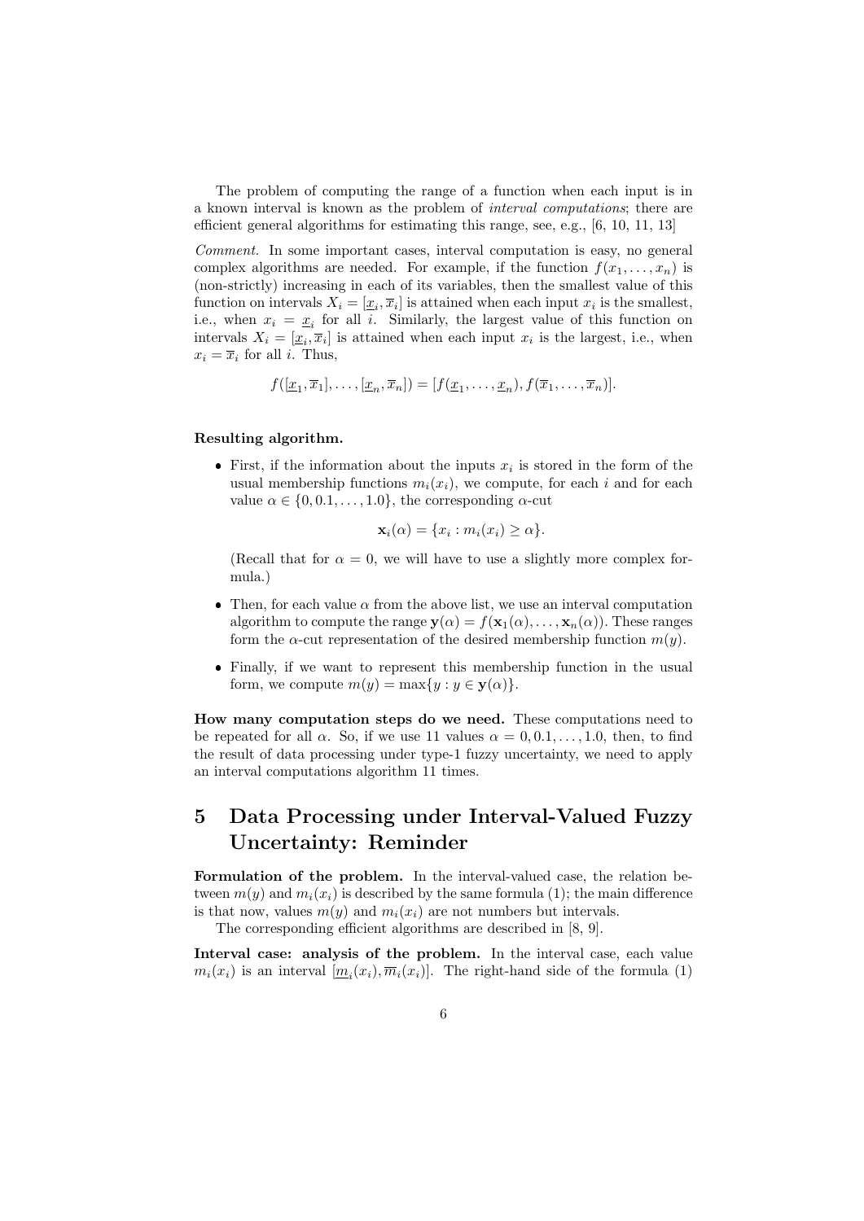The problem of computing the range of a function when each input is in a known interval is known as the problem of *interval computations*; there are efficient general algorithms for estimating this range, see, e.g., [6, 10, 11, 13]

*Comment.* In some important cases, interval computation is easy, no general complex algorithms are needed. For example, if the function $f(x_1, \ldots, x_n)$ is (non-strictly) increasing in each of its variables, then the smallest value of this function on intervals $X_i = [\underline{x}_i, \overline{x}_i]$ is attained when each input $x_i$ is the smallest, i.e., when $x_i = \underline{x}_i$ for all $i$. Similarly, the largest value of this function on intervals $X_i = [\underline{x}_i, \overline{x}_i]$ is attained when each input $x_i$ is the largest, i.e., when $x_i = \overline{x}_i$ for all $i$. Thus,

$$f([\underline{x}_1, \overline{x}_1], \ldots, [\underline{x}_n, \overline{x}_n]) = [f(\underline{x}_1, \ldots, \underline{x}_n), f(\overline{x}_1, \ldots, \overline{x}_n)].$$

**Resulting algorithm.**

- First, if the information about the inputs $x_i$ is stored in the form of the usual membership functions $m_i(x_i)$, we compute, for each $i$ and for each value $\alpha \in \{0, 0.1, \ldots, 1.0\}$, the corresponding $\alpha$-cut

  $$\mathbf{x}_i(\alpha) = \{x_i : m_i(x_i) \geq \alpha\}.$$

  (Recall that for $\alpha = 0$, we will have to use a slightly more complex formula.)

- Then, for each value $\alpha$ from the above list, we use an interval computation algorithm to compute the range $\mathbf{y}(\alpha) = f(\mathbf{x}_1(\alpha), \ldots, \mathbf{x}_n(\alpha))$. These ranges form the $\alpha$-cut representation of the desired membership function $m(y)$.

- Finally, if we want to represent this membership function in the usual form, we compute $m(y) = \max\{y : y \in \mathbf{y}(\alpha)\}$.

**How many computation steps do we need.** These computations need to be repeated for all $\alpha$. So, if we use 11 values $\alpha = 0, 0.1, \ldots, 1.0$, then, to find the result of data processing under type-1 fuzzy uncertainty, we need to apply an interval computations algorithm 11 times.

# 5 Data Processing under Interval-Valued Fuzzy Uncertainty: Reminder

**Formulation of the problem.** In the interval-valued case, the relation between $m(y)$ and $m_i(x_i)$ is described by the same formula (1); the main difference is that now, values $m(y)$ and $m_i(x_i)$ are not numbers but intervals.

The corresponding efficient algorithms are described in [8, 9].

**Interval case: analysis of the problem.** In the interval case, each value $m_i(x_i)$ is an interval $[\underline{m}_i(x_i), \overline{m}_i(x_i)]$. The right-hand side of the formula (1)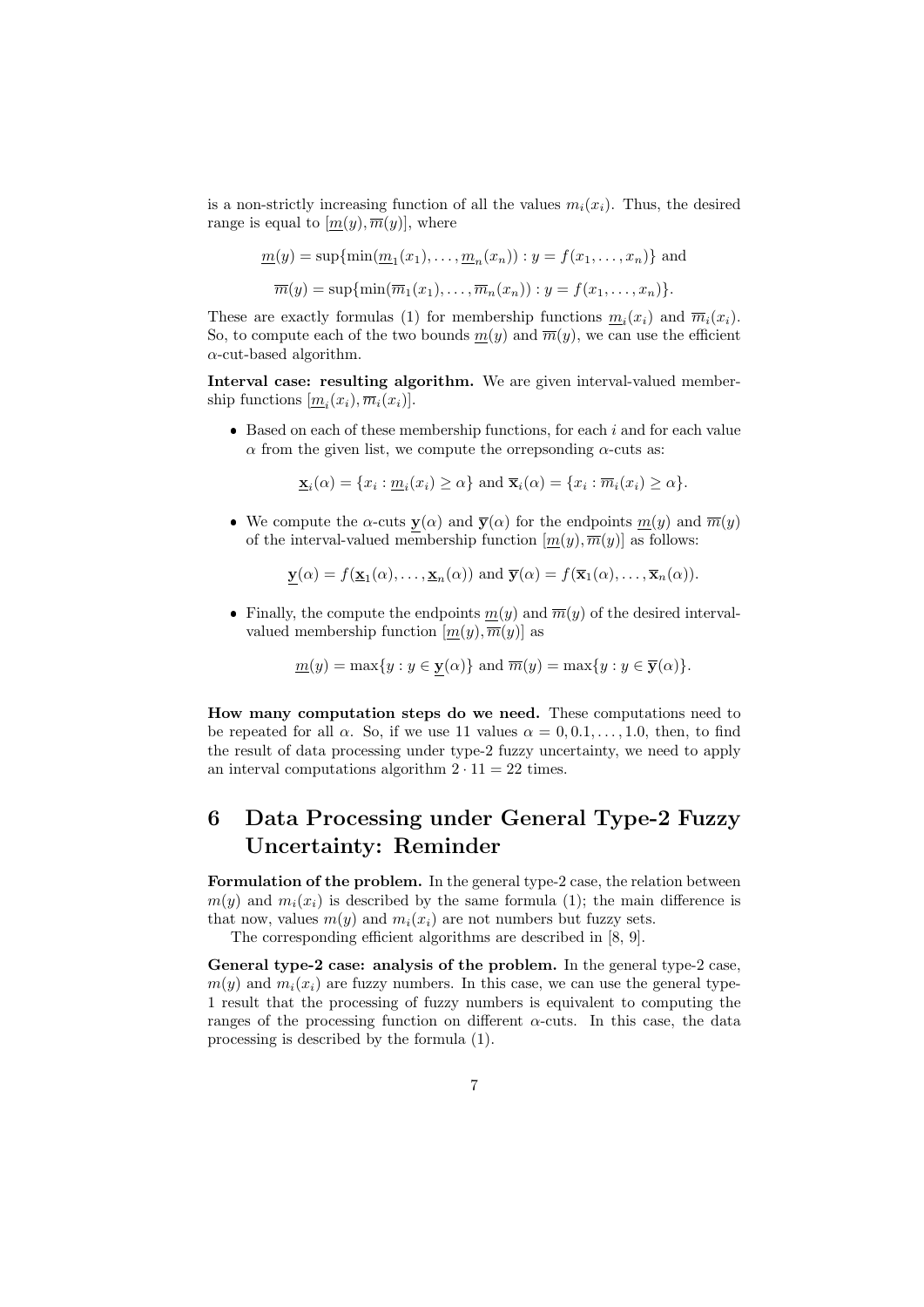is a non-strictly increasing function of all the values $m_i(x_i)$. Thus, the desired range is equal to $[\underline{m}(y), \overline{m}(y)]$, where

$$\underline{m}(y) = \sup\{\min(\underline{m}_1(x_1), \ldots, \underline{m}_n(x_n)) : y = f(x_1, \ldots, x_n)\} \text{ and}$$

$$\overline{m}(y) = \sup\{\min(\overline{m}_1(x_1), \ldots, \overline{m}_n(x_n)) : y = f(x_1, \ldots, x_n)\}.$$

These are exactly formulas (1) for membership functions $\underline{m}_i(x_i)$ and $\overline{m}_i(x_i)$. So, to compute each of the two bounds $\underline{m}(y)$ and $\overline{m}(y)$, we can use the efficient $\alpha$-cut-based algorithm.

**Interval case: resulting algorithm.** We are given interval-valued membership functions $[\underline{m}_i(x_i), \overline{m}_i(x_i)]$.

- Based on each of these membership functions, for each $i$ and for each value $\alpha$ from the given list, we compute the orrepsonding $\alpha$-cuts as:

$$\underline{\mathbf{x}}_i(\alpha) = \{x_i : \underline{m}_i(x_i) \geq \alpha\} \text{ and } \overline{\mathbf{x}}_i(\alpha) = \{x_i : \overline{m}_i(x_i) \geq \alpha\}.$$

- We compute the $\alpha$-cuts $\underline{\mathbf{y}}(\alpha)$ and $\overline{\mathbf{y}}(\alpha)$ for the endpoints $\underline{m}(y)$ and $\overline{m}(y)$ of the interval-valued membership function $[\underline{m}(y), \overline{m}(y)]$ as follows:

$$\underline{\mathbf{y}}(\alpha) = f(\underline{\mathbf{x}}_1(\alpha), \ldots, \underline{\mathbf{x}}_n(\alpha)) \text{ and } \overline{\mathbf{y}}(\alpha) = f(\overline{\mathbf{x}}_1(\alpha), \ldots, \overline{\mathbf{x}}_n(\alpha)).$$

- Finally, the compute the endpoints $\underline{m}(y)$ and $\overline{m}(y)$ of the desired interval-valued membership function $[\underline{m}(y), \overline{m}(y)]$ as

$$\underline{m}(y) = \max\{y : y \in \underline{\mathbf{y}}(\alpha)\} \text{ and } \overline{m}(y) = \max\{y : y \in \overline{\mathbf{y}}(\alpha)\}.$$

**How many computation steps do we need.** These computations need to be repeated for all $\alpha$. So, if we use 11 values $\alpha = 0, 0.1, \ldots, 1.0$, then, to find the result of data processing under type-2 fuzzy uncertainty, we need to apply an interval computations algorithm $2 \cdot 11 = 22$ times.

# 6 Data Processing under General Type-2 Fuzzy Uncertainty: Reminder

**Formulation of the problem.** In the general type-2 case, the relation between $m(y)$ and $m_i(x_i)$ is described by the same formula (1); the main difference is that now, values $m(y)$ and $m_i(x_i)$ are not numbers but fuzzy sets.

The corresponding efficient algorithms are described in [8, 9].

**General type-2 case: analysis of the problem.** In the general type-2 case, $m(y)$ and $m_i(x_i)$ are fuzzy numbers. In this case, we can use the general type-1 result that the processing of fuzzy numbers is equivalent to computing the ranges of the processing function on different $\alpha$-cuts. In this case, the data processing is described by the formula (1).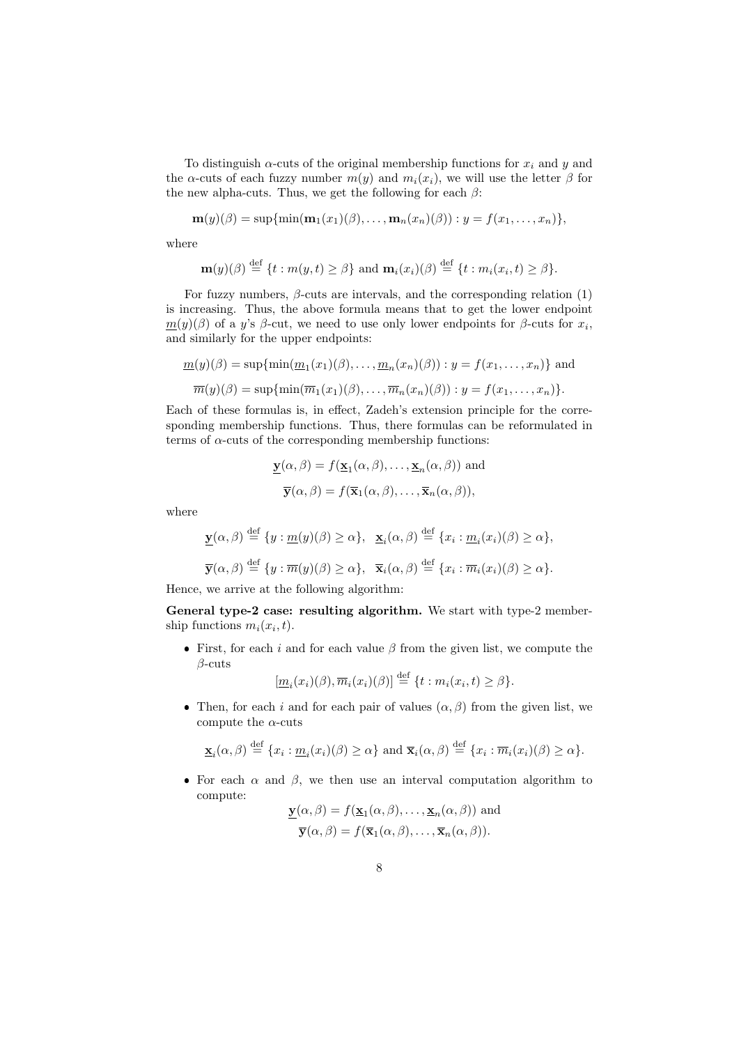To distinguish $\alpha$-cuts of the original membership functions for $x_i$ and $y$ and the $\alpha$-cuts of each fuzzy number $m(y)$ and $m_i(x_i)$, we will use the letter $\beta$ for the new alpha-cuts. Thus, we get the following for each $\beta$:

$$\mathbf{m}(y)(\beta) = \sup\{\min(\mathbf{m}_1(x_1)(\beta), \ldots, \mathbf{m}_n(x_n)(\beta)) : y = f(x_1, \ldots, x_n)\},$$

where

$$\mathbf{m}(y)(\beta) \stackrel{\text{def}}{=} \{t : m(y,t) \geq \beta\} \text{ and } \mathbf{m}_i(x_i)(\beta) \stackrel{\text{def}}{=} \{t : m_i(x_i,t) \geq \beta\}.$$

For fuzzy numbers, $\beta$-cuts are intervals, and the corresponding relation (1) is increasing. Thus, the above formula means that to get the lower endpoint $\underline{m}(y)(\beta)$ of a $y$'s $\beta$-cut, we need to use only lower endpoints for $\beta$-cuts for $x_i$, and similarly for the upper endpoints:

$$\underline{m}(y)(\beta) = \sup\{\min(\underline{m}_1(x_1)(\beta), \ldots, \underline{m}_n(x_n)(\beta)) : y = f(x_1, \ldots, x_n)\} \text{ and}$$

$$\overline{m}(y)(\beta) = \sup\{\min(\overline{m}_1(x_1)(\beta), \ldots, \overline{m}_n(x_n)(\beta)) : y = f(x_1, \ldots, x_n)\}.$$

Each of these formulas is, in effect, Zadeh's extension principle for the corresponding membership functions. Thus, there formulas can be reformulated in terms of $\alpha$-cuts of the corresponding membership functions:

$$\underline{\mathbf{y}}(\alpha, \beta) = f(\underline{\mathbf{x}}_1(\alpha, \beta), \ldots, \underline{\mathbf{x}}_n(\alpha, \beta)) \text{ and}$$

$$\overline{\mathbf{y}}(\alpha, \beta) = f(\overline{\mathbf{x}}_1(\alpha, \beta), \ldots, \overline{\mathbf{x}}_n(\alpha, \beta)),$$

where

$$\underline{\mathbf{y}}(\alpha, \beta) \stackrel{\text{def}}{=} \{y : \underline{m}(y)(\beta) \geq \alpha\}, \quad \underline{\mathbf{x}}_i(\alpha, \beta) \stackrel{\text{def}}{=} \{x_i : \underline{m}_i(x_i)(\beta) \geq \alpha\},$$

$$\overline{\mathbf{y}}(\alpha, \beta) \stackrel{\text{def}}{=} \{y : \overline{m}(y)(\beta) \geq \alpha\}, \quad \overline{\mathbf{x}}_i(\alpha, \beta) \stackrel{\text{def}}{=} \{x_i : \overline{m}_i(x_i)(\beta) \geq \alpha\}.$$

Hence, we arrive at the following algorithm:

**General type-2 case: resulting algorithm.** We start with type-2 membership functions $m_i(x_i, t)$.

- First, for each $i$ and for each value $\beta$ from the given list, we compute the $\beta$-cuts

$$[\underline{m}_i(x_i)(\beta), \overline{m}_i(x_i)(\beta)] \stackrel{\text{def}}{=} \{t : m_i(x_i, t) \geq \beta\}.$$

- Then, for each $i$ and for each pair of values $(\alpha, \beta)$ from the given list, we compute the $\alpha$-cuts

$$\underline{\mathbf{x}}_i(\alpha, \beta) \stackrel{\text{def}}{=} \{x_i : \underline{m}_i(x_i)(\beta) \geq \alpha\} \text{ and } \overline{\mathbf{x}}_i(\alpha, \beta) \stackrel{\text{def}}{=} \{x_i : \overline{m}_i(x_i)(\beta) \geq \alpha\}.$$

- For each $\alpha$ and $\beta$, we then use an interval computation algorithm to compute:

$$\underline{\mathbf{y}}(\alpha, \beta) = f(\underline{\mathbf{x}}_1(\alpha, \beta), \ldots, \underline{\mathbf{x}}_n(\alpha, \beta)) \text{ and}$$

$$\overline{\mathbf{y}}(\alpha, \beta) = f(\overline{\mathbf{x}}_1(\alpha, \beta), \ldots, \overline{\mathbf{x}}_n(\alpha, \beta)).$$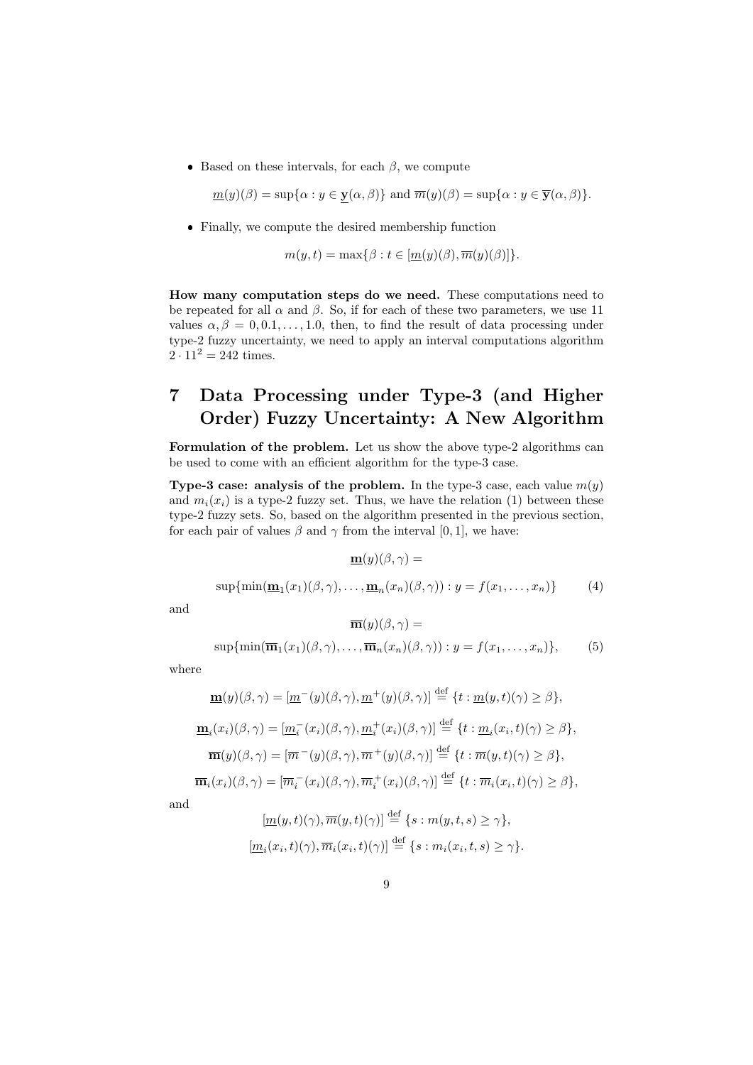- Based on these intervals, for each $\beta$, we compute

$$\underline{m}(y)(\beta) = \sup\{\alpha : y \in \underline{\mathbf{y}}(\alpha, \beta)\} \text{ and } \overline{m}(y)(\beta) = \sup\{\alpha : y \in \overline{\mathbf{y}}(\alpha, \beta)\}.$$

- Finally, we compute the desired membership function

$$m(y, t) = \max\{\beta : t \in [\underline{m}(y)(\beta), \overline{m}(y)(\beta)]\}.$$

**How many computation steps do we need.** These computations need to be repeated for all $\alpha$ and $\beta$. So, if for each of these two parameters, we use 11 values $\alpha, \beta = 0, 0.1, \ldots, 1.0$, then, to find the result of data processing under type-2 fuzzy uncertainty, we need to apply an interval computations algorithm $2 \cdot 11^2 = 242$ times.

# 7 Data Processing under Type-3 (and Higher Order) Fuzzy Uncertainty: A New Algorithm

**Formulation of the problem.** Let us show the above type-2 algorithms can be used to come with an efficient algorithm for the type-3 case.

**Type-3 case: analysis of the problem.** In the type-3 case, each value $m(y)$ and $m_i(x_i)$ is a type-2 fuzzy set. Thus, we have the relation (1) between these type-2 fuzzy sets. So, based on the algorithm presented in the previous section, for each pair of values $\beta$ and $\gamma$ from the interval $[0, 1]$, we have:

$$\underline{\mathbf{m}}(y)(\beta, \gamma) =$$

$$\sup\{\min(\underline{\mathbf{m}}_1(x_1)(\beta, \gamma), \ldots, \underline{\mathbf{m}}_n(x_n)(\beta, \gamma)) : y = f(x_1, \ldots, x_n)\} \quad (4)$$

and

$$\overline{\mathbf{m}}(y)(\beta, \gamma) =$$

$$\sup\{\min(\overline{\mathbf{m}}_1(x_1)(\beta, \gamma), \ldots, \overline{\mathbf{m}}_n(x_n)(\beta, \gamma)) : y = f(x_1, \ldots, x_n)\}, \quad (5)$$

where

$$\underline{\mathbf{m}}(y)(\beta, \gamma) = [\underline{m}^-(y)(\beta, \gamma), \underline{m}^+(y)(\beta, \gamma)] \stackrel{\text{def}}{=} \{t : \underline{m}(y, t)(\gamma) \geq \beta\},$$

$$\underline{\mathbf{m}}_i(x_i)(\beta, \gamma) = [\underline{m}_i^-(x_i)(\beta, \gamma), \underline{m}_i^+(x_i)(\beta, \gamma)] \stackrel{\text{def}}{=} \{t : \underline{m}_i(x_i, t)(\gamma) \geq \beta\},$$

$$\overline{\mathbf{m}}(y)(\beta, \gamma) = [\overline{m}^-(y)(\beta, \gamma), \overline{m}^+(y)(\beta, \gamma)] \stackrel{\text{def}}{=} \{t : \overline{m}(y, t)(\gamma) \geq \beta\},$$

$$\overline{\mathbf{m}}_i(x_i)(\beta, \gamma) = [\overline{m}_i^-(x_i)(\beta, \gamma), \overline{m}_i^+(x_i)(\beta, \gamma)] \stackrel{\text{def}}{=} \{t : \overline{m}_i(x_i, t)(\gamma) \geq \beta\},$$

and

$$[\underline{m}(y, t)(\gamma), \overline{m}(y, t)(\gamma)] \stackrel{\text{def}}{=} \{s : m(y, t, s) \geq \gamma\},$$

$$[\underline{m}_i(x_i, t)(\gamma), \overline{m}_i(x_i, t)(\gamma)] \stackrel{\text{def}}{=} \{s : m_i(x_i, t, s) \geq \gamma\}.$$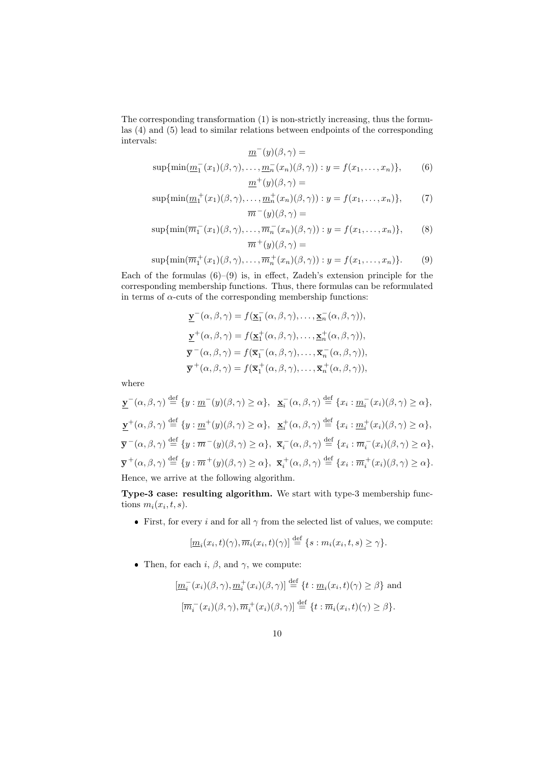The corresponding transformation (1) is non-strictly increasing, thus the formulas (4) and (5) lead to similar relations between endpoints of the corresponding intervals:

$$\underline{m}^-(y)(\beta,\gamma) =$$

$$\sup\{\min(\underline{m}_1^-(x_1)(\beta,\gamma),\ldots,\underline{m}_n^-(x_n)(\beta,\gamma)) : y = f(x_1,\ldots,x_n)\}, \quad (6)$$

$$\underline{m}^+(y)(\beta,\gamma) =$$

$$\sup\{\min(\underline{m}_1^+(x_1)(\beta,\gamma),\ldots,\underline{m}_n^+(x_n)(\beta,\gamma)) : y = f(x_1,\ldots,x_n)\}, \quad (7)$$

$$\overline{m}^-(y)(\beta,\gamma) =$$

$$\sup\{\min(\overline{m}_1^-(x_1)(\beta,\gamma),\ldots,\overline{m}_n^-(x_n)(\beta,\gamma)) : y = f(x_1,\ldots,x_n)\}, \quad (8)$$

$$\overline{m}^+(y)(\beta,\gamma) =$$

$$\sup\{\min(\overline{m}_1^+(x_1)(\beta,\gamma),\ldots,\overline{m}_n^+(x_n)(\beta,\gamma)) : y = f(x_1,\ldots,x_n)\}. \quad (9)$$

Each of the formulas (6)–(9) is, in effect, Zadeh's extension principle for the corresponding membership functions. Thus, there formulas can be reformulated in terms of $\alpha$-cuts of the corresponding membership functions:

$$\underline{\mathbf{y}}^-(\alpha,\beta,\gamma) = f(\underline{\mathbf{x}}_1^-(\alpha,\beta,\gamma),\ldots,\underline{\mathbf{x}}_n^-(\alpha,\beta,\gamma)),$$

$$\underline{\mathbf{y}}^+(\alpha,\beta,\gamma) = f(\underline{\mathbf{x}}_1^+(\alpha,\beta,\gamma),\ldots,\underline{\mathbf{x}}_n^+(\alpha,\beta,\gamma)),$$

$$\overline{\mathbf{y}}^-(\alpha,\beta,\gamma) = f(\overline{\mathbf{x}}_1^-(\alpha,\beta,\gamma),\ldots,\overline{\mathbf{x}}_n^-(\alpha,\beta,\gamma)),$$

$$\overline{\mathbf{y}}^+(\alpha,\beta,\gamma) = f(\overline{\mathbf{x}}_1^+(\alpha,\beta,\gamma),\ldots,\overline{\mathbf{x}}_n^+(\alpha,\beta,\gamma)),$$

where

$$\underline{\mathbf{y}}^-(\alpha,\beta,\gamma) \stackrel{\text{def}}{=} \{y : \underline{m}^-(y)(\beta,\gamma) \geq \alpha\}, \quad \underline{\mathbf{x}}_i^-(\alpha,\beta,\gamma) \stackrel{\text{def}}{=} \{x_i : \underline{m}_i^-(x_i)(\beta,\gamma) \geq \alpha\},$$

$$\underline{\mathbf{y}}^+(\alpha,\beta,\gamma) \stackrel{\text{def}}{=} \{y : \underline{m}^+(y)(\beta,\gamma) \geq \alpha\}, \quad \underline{\mathbf{x}}_i^+(\alpha,\beta,\gamma) \stackrel{\text{def}}{=} \{x_i : \underline{m}_i^+(x_i)(\beta,\gamma) \geq \alpha\},$$

$$\overline{\mathbf{y}}^-(\alpha,\beta,\gamma) \stackrel{\text{def}}{=} \{y : \overline{m}^-(y)(\beta,\gamma) \geq \alpha\}, \quad \overline{\mathbf{x}}_i^-(\alpha,\beta,\gamma) \stackrel{\text{def}}{=} \{x_i : \overline{m}_i^-(x_i)(\beta,\gamma) \geq \alpha\},$$

$$\overline{\mathbf{y}}^+(\alpha,\beta,\gamma) \stackrel{\text{def}}{=} \{y : \overline{m}^+(y)(\beta,\gamma) \geq \alpha\}, \quad \overline{\mathbf{x}}_i^+(\alpha,\beta,\gamma) \stackrel{\text{def}}{=} \{x_i : \overline{m}_i^+(x_i)(\beta,\gamma) \geq \alpha\}.$$

Hence, we arrive at the following algorithm.

**Type-3 case: resulting algorithm.** We start with type-3 membership functions $m_i(x_i, t, s)$.

- First, for every $i$ and for all $\gamma$ from the selected list of values, we compute:

$$[\underline{m}_i(x_i,t)(\gamma), \overline{m}_i(x_i,t)(\gamma)] \stackrel{\text{def}}{=} \{s : m_i(x_i,t,s) \geq \gamma\}.$$

- Then, for each $i$, $\beta$, and $\gamma$, we compute:

$$[\underline{m}_i^-(x_i)(\beta,\gamma), \underline{m}_i^+(x_i)(\beta,\gamma)] \stackrel{\text{def}}{=} \{t : \underline{m}_i(x_i,t)(\gamma) \geq \beta\} \text{ and}$$

$$[\overline{m}_i^-(x_i)(\beta,\gamma), \overline{m}_i^+(x_i)(\beta,\gamma)] \stackrel{\text{def}}{=} \{t : \overline{m}_i(x_i,t)(\gamma) \geq \beta\}.$$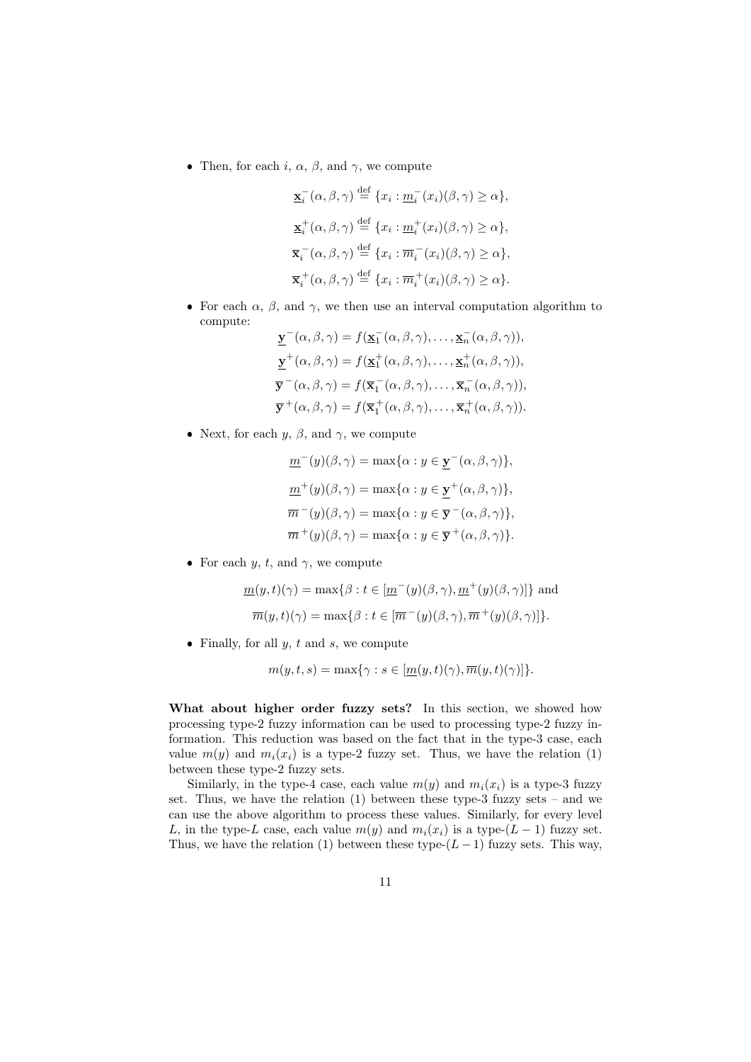- Then, for each $i$, $\alpha$, $\beta$, and $\gamma$, we compute

$$\underline{\mathbf{x}}_i^-(\alpha,\beta,\gamma) \stackrel{\text{def}}{=} \{x_i : \underline{m}_i^-(x_i)(\beta,\gamma) \ge \alpha\},$$

$$\underline{\mathbf{x}}_i^+(\alpha,\beta,\gamma) \stackrel{\text{def}}{=} \{x_i : \underline{m}_i^+(x_i)(\beta,\gamma) \ge \alpha\},$$

$$\overline{\mathbf{x}}_i^-(\alpha,\beta,\gamma) \stackrel{\text{def}}{=} \{x_i : \overline{m}_i^-(x_i)(\beta,\gamma) \ge \alpha\},$$

$$\overline{\mathbf{x}}_i^+(\alpha,\beta,\gamma) \stackrel{\text{def}}{=} \{x_i : \overline{m}_i^+(x_i)(\beta,\gamma) \ge \alpha\}.$$

- For each $\alpha$, $\beta$, and $\gamma$, we then use an interval computation algorithm to compute:

$$\underline{\mathbf{y}}^-(\alpha,\beta,\gamma) = f(\underline{\mathbf{x}}_1^-(\alpha,\beta,\gamma),\ldots,\underline{\mathbf{x}}_n^-(\alpha,\beta,\gamma)),$$

$$\underline{\mathbf{y}}^+(\alpha,\beta,\gamma) = f(\underline{\mathbf{x}}_1^+(\alpha,\beta,\gamma),\ldots,\underline{\mathbf{x}}_n^+(\alpha,\beta,\gamma)),$$

$$\overline{\mathbf{y}}^-(\alpha,\beta,\gamma) = f(\overline{\mathbf{x}}_1^-(\alpha,\beta,\gamma),\ldots,\overline{\mathbf{x}}_n^-(\alpha,\beta,\gamma)),$$

$$\overline{\mathbf{y}}^+(\alpha,\beta,\gamma) = f(\overline{\mathbf{x}}_1^+(\alpha,\beta,\gamma),\ldots,\overline{\mathbf{x}}_n^+(\alpha,\beta,\gamma)).$$

- Next, for each $y$, $\beta$, and $\gamma$, we compute

$$\underline{m}^-(y)(\beta,\gamma) = \max\{\alpha : y \in \underline{\mathbf{y}}^-(\alpha,\beta,\gamma)\},$$

$$\underline{m}^+(y)(\beta,\gamma) = \max\{\alpha : y \in \underline{\mathbf{y}}^+(\alpha,\beta,\gamma)\},$$

$$\overline{m}^-(y)(\beta,\gamma) = \max\{\alpha : y \in \overline{\mathbf{y}}^-(\alpha,\beta,\gamma)\},$$

$$\overline{m}^+(y)(\beta,\gamma) = \max\{\alpha : y \in \overline{\mathbf{y}}^+(\alpha,\beta,\gamma)\}.$$

- For each $y$, $t$, and $\gamma$, we compute

$$\underline{m}(y,t)(\gamma) = \max\{\beta : t \in [\underline{m}^-(y)(\beta,\gamma), \underline{m}^+(y)(\beta,\gamma)]\} \text{ and}$$

$$\overline{m}(y,t)(\gamma) = \max\{\beta : t \in [\overline{m}^-(y)(\beta,\gamma), \overline{m}^+(y)(\beta,\gamma)]\}.$$

- Finally, for all $y$, $t$ and $s$, we compute

$$m(y,t,s) = \max\{\gamma : s \in [\underline{m}(y,t)(\gamma), \overline{m}(y,t)(\gamma)]\}.$$

**What about higher order fuzzy sets?** In this section, we showed how processing type-2 fuzzy information can be used to processing type-2 fuzzy information. This reduction was based on the fact that in the type-3 case, each value $m(y)$ and $m_i(x_i)$ is a type-2 fuzzy set. Thus, we have the relation (1) between these type-2 fuzzy sets.

Similarly, in the type-4 case, each value $m(y)$ and $m_i(x_i)$ is a type-3 fuzzy set. Thus, we have the relation (1) between these type-3 fuzzy sets – and we can use the above algorithm to process these values. Similarly, for every level $L$, in the type-$L$ case, each value $m(y)$ and $m_i(x_i)$ is a type-$(L-1)$ fuzzy set. Thus, we have the relation (1) between these type-$(L-1)$ fuzzy sets. This way,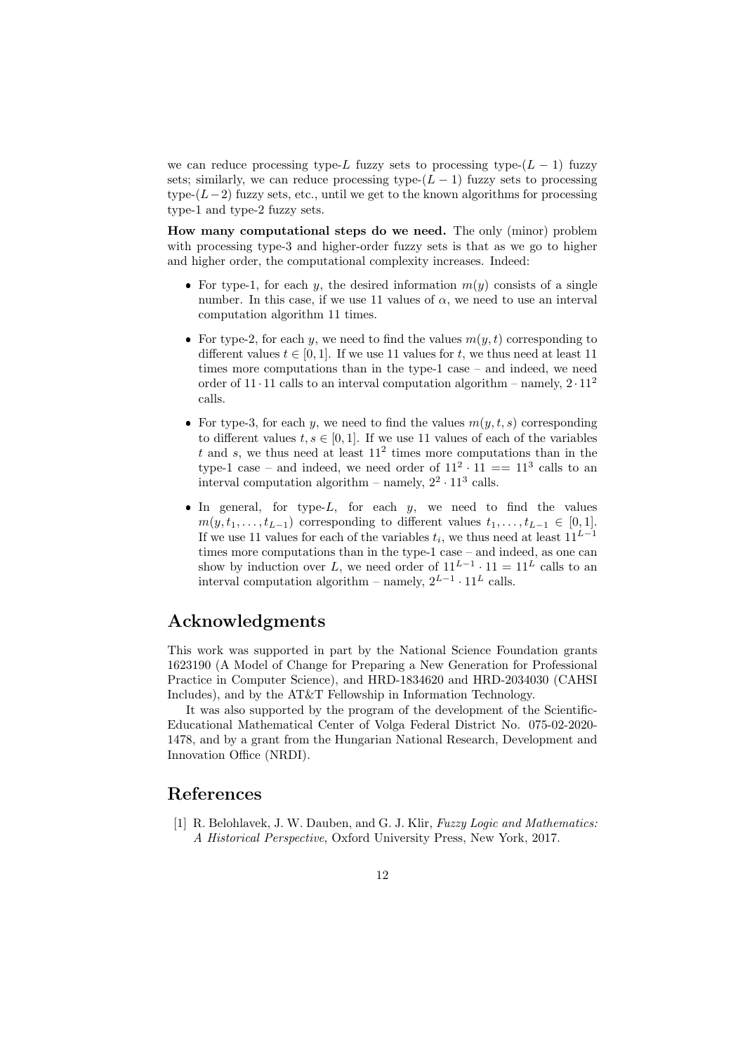we can reduce processing type-$L$ fuzzy sets to processing type-$(L-1)$ fuzzy sets; similarly, we can reduce processing type-$(L-1)$ fuzzy sets to processing type-$(L-2)$ fuzzy sets, etc., until we get to the known algorithms for processing type-1 and type-2 fuzzy sets.

**How many computational steps do we need.** The only (minor) problem with processing type-3 and higher-order fuzzy sets is that as we go to higher and higher order, the computational complexity increases. Indeed:

- For type-1, for each $y$, the desired information $m(y)$ consists of a single number. In this case, if we use 11 values of $\alpha$, we need to use an interval computation algorithm 11 times.

- For type-2, for each $y$, we need to find the values $m(y,t)$ corresponding to different values $t \in [0,1]$. If we use 11 values for $t$, we thus need at least 11 times more computations than in the type-1 case – and indeed, we need order of $11 \cdot 11$ calls to an interval computation algorithm – namely, $2 \cdot 11^2$ calls.

- For type-3, for each $y$, we need to find the values $m(y,t,s)$ corresponding to different values $t, s \in [0,1]$. If we use 11 values of each of the variables $t$ and $s$, we thus need at least $11^2$ times more computations than in the type-1 case – and indeed, we need order of $11^2 \cdot 11 == 11^3$ calls to an interval computation algorithm – namely, $2^2 \cdot 11^3$ calls.

- In general, for type-$L$, for each $y$, we need to find the values $m(y, t_1, \ldots, t_{L-1})$ corresponding to different values $t_1, \ldots, t_{L-1} \in [0,1]$. If we use 11 values for each of the variables $t_i$, we thus need at least $11^{L-1}$ times more computations than in the type-1 case – and indeed, as one can show by induction over $L$, we need order of $11^{L-1} \cdot 11 = 11^L$ calls to an interval computation algorithm – namely, $2^{L-1} \cdot 11^L$ calls.

## Acknowledgments

This work was supported in part by the National Science Foundation grants 1623190 (A Model of Change for Preparing a New Generation for Professional Practice in Computer Science), and HRD-1834620 and HRD-2034030 (CAHSI Includes), and by the AT&T Fellowship in Information Technology.

It was also supported by the program of the development of the Scientific-Educational Mathematical Center of Volga Federal District No. 075-02-2020-1478, and by a grant from the Hungarian National Research, Development and Innovation Office (NRDI).

## References

[1] R. Belohlavek, J. W. Dauben, and G. J. Klir, *Fuzzy Logic and Mathematics: A Historical Perspective*, Oxford University Press, New York, 2017.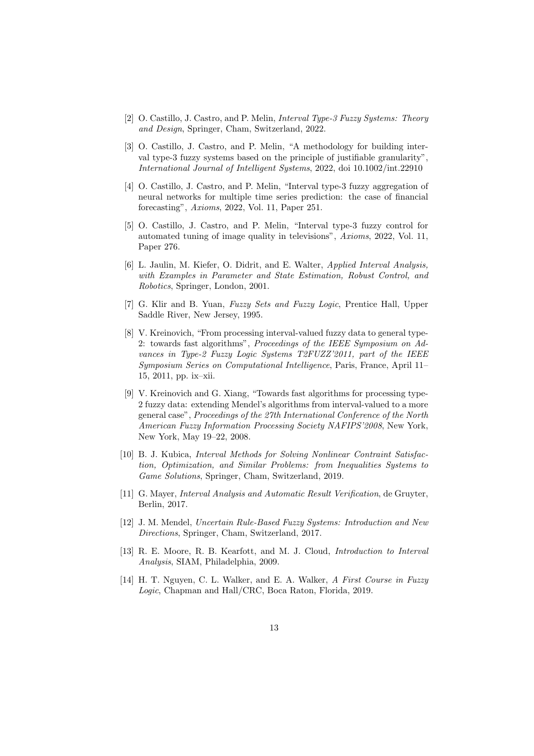[2] O. Castillo, J. Castro, and P. Melin, *Interval Type-3 Fuzzy Systems: Theory and Design*, Springer, Cham, Switzerland, 2022.

[3] O. Castillo, J. Castro, and P. Melin, "A methodology for building interval type-3 fuzzy systems based on the principle of justifiable granularity", *International Journal of Intelligent Systems*, 2022, doi 10.1002/int.22910

[4] O. Castillo, J. Castro, and P. Melin, "Interval type-3 fuzzy aggregation of neural networks for multiple time series prediction: the case of financial forecasting", *Axioms*, 2022, Vol. 11, Paper 251.

[5] O. Castillo, J. Castro, and P. Melin, "Interval type-3 fuzzy control for automated tuning of image quality in televisions", *Axioms*, 2022, Vol. 11, Paper 276.

[6] L. Jaulin, M. Kiefer, O. Didrit, and E. Walter, *Applied Interval Analysis, with Examples in Parameter and State Estimation, Robust Control, and Robotics*, Springer, London, 2001.

[7] G. Klir and B. Yuan, *Fuzzy Sets and Fuzzy Logic*, Prentice Hall, Upper Saddle River, New Jersey, 1995.

[8] V. Kreinovich, "From processing interval-valued fuzzy data to general type-2: towards fast algorithms", *Proceedings of the IEEE Symposium on Advances in Type-2 Fuzzy Logic Systems T2FUZZ'2011, part of the IEEE Symposium Series on Computational Intelligence*, Paris, France, April 11–15, 2011, pp. ix–xii.

[9] V. Kreinovich and G. Xiang, "Towards fast algorithms for processing type-2 fuzzy data: extending Mendel's algorithms from interval-valued to a more general case", *Proceedings of the 27th International Conference of the North American Fuzzy Information Processing Society NAFIPS'2008*, New York, New York, May 19–22, 2008.

[10] B. J. Kubica, *Interval Methods for Solving Nonlinear Contraint Satisfaction, Optimization, and Similar Problems: from Inequalities Systems to Game Solutions*, Springer, Cham, Switzerland, 2019.

[11] G. Mayer, *Interval Analysis and Automatic Result Verification*, de Gruyter, Berlin, 2017.

[12] J. M. Mendel, *Uncertain Rule-Based Fuzzy Systems: Introduction and New Directions*, Springer, Cham, Switzerland, 2017.

[13] R. E. Moore, R. B. Kearfott, and M. J. Cloud, *Introduction to Interval Analysis*, SIAM, Philadelphia, 2009.

[14] H. T. Nguyen, C. L. Walker, and E. A. Walker, *A First Course in Fuzzy Logic*, Chapman and Hall/CRC, Boca Raton, Florida, 2019.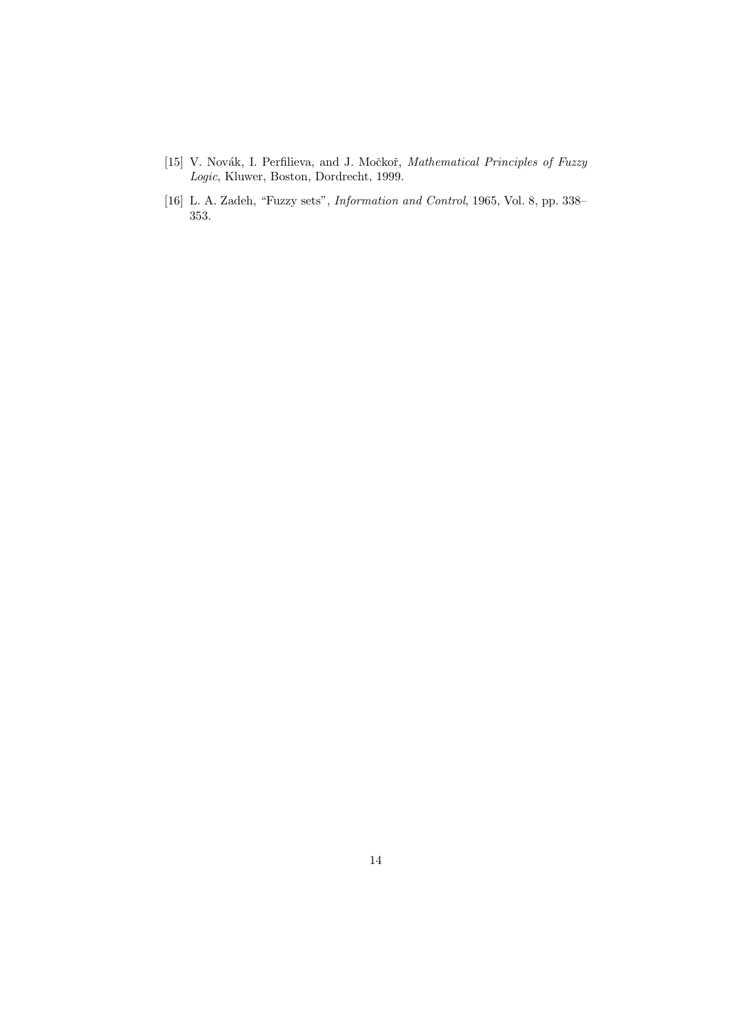[15] V. Novák, I. Perfilieva, and J. Močkoř, *Mathematical Principles of Fuzzy Logic*, Kluwer, Boston, Dordrecht, 1999.

[16] L. A. Zadeh, "Fuzzy sets", *Information and Control*, 1965, Vol. 8, pp. 338–353.